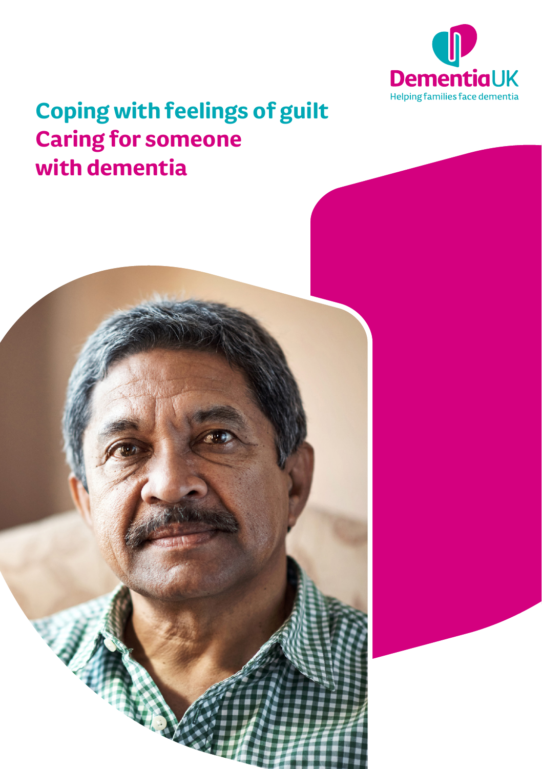Dementia UK
Helping families face dementia

# Coping with feelings of guilt
## Caring for someone with dementia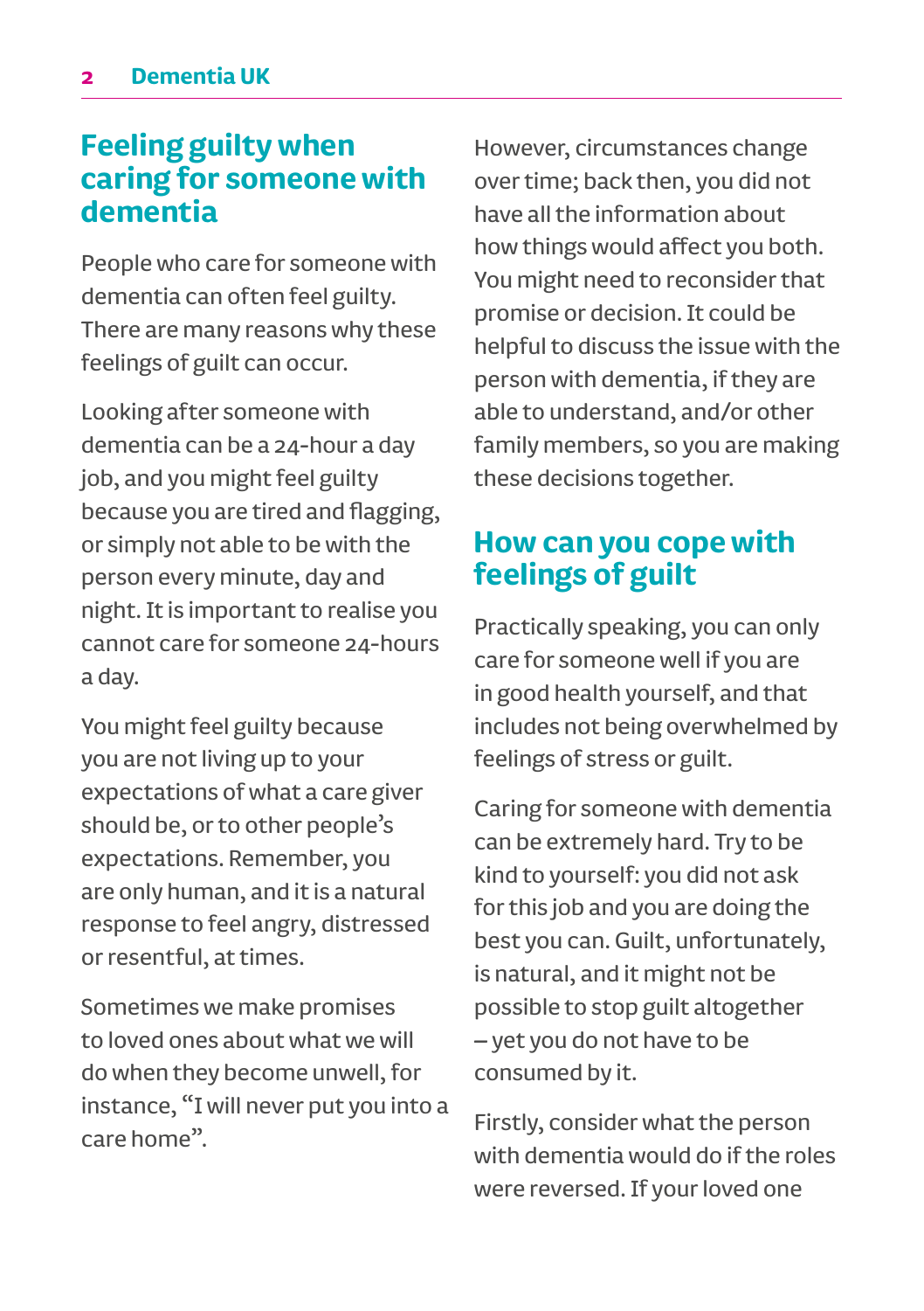## Feeling guilty when caring for someone with dementia

People who care for someone with dementia can often feel guilty. There are many reasons why these feelings of guilt can occur.

Looking after someone with dementia can be a 24-hour a day job, and you might feel guilty because you are tired and flagging, or simply not able to be with the person every minute, day and night. It is important to realise you cannot care for someone 24-hours a day.

You might feel guilty because you are not living up to your expectations of what a care giver should be, or to other people's expectations. Remember, you are only human, and it is a natural response to feel angry, distressed or resentful, at times.

Sometimes we make promises to loved ones about what we will do when they become unwell, for instance, "I will never put you into a care home".

However, circumstances change over time; back then, you did not have all the information about how things would affect you both. You might need to reconsider that promise or decision. It could be helpful to discuss the issue with the person with dementia, if they are able to understand, and/or other family members, so you are making these decisions together.

## How can you cope with feelings of guilt

Practically speaking, you can only care for someone well if you are in good health yourself, and that includes not being overwhelmed by feelings of stress or guilt.

Caring for someone with dementia can be extremely hard. Try to be kind to yourself: you did not ask for this job and you are doing the best you can. Guilt, unfortunately, is natural, and it might not be possible to stop guilt altogether – yet you do not have to be consumed by it.

Firstly, consider what the person with dementia would do if the roles were reversed. If your loved one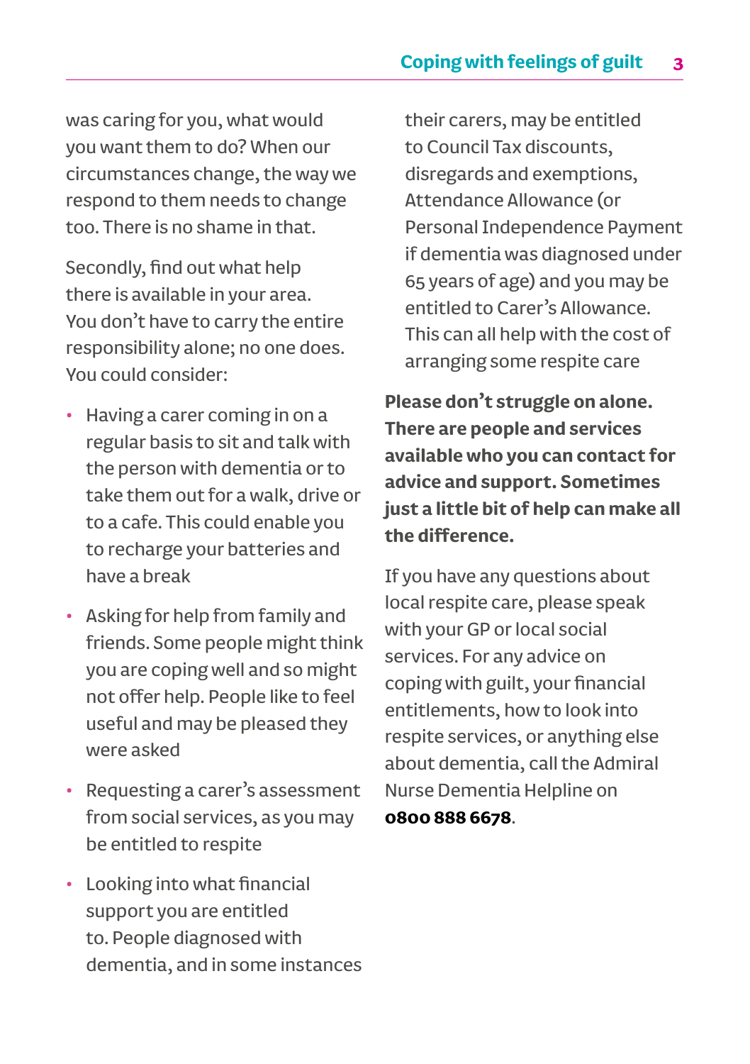was caring for you, what would you want them to do? When our circumstances change, the way we respond to them needs to change too. There is no shame in that.

Secondly, find out what help there is available in your area. You don't have to carry the entire responsibility alone; no one does. You could consider:

- Having a carer coming in on a regular basis to sit and talk with the person with dementia or to take them out for a walk, drive or to a cafe. This could enable you to recharge your batteries and have a break
- Asking for help from family and friends. Some people might think you are coping well and so might not offer help. People like to feel useful and may be pleased they were asked
- Requesting a carer's assessment from social services, as you may be entitled to respite
- Looking into what financial support you are entitled to. People diagnosed with dementia, and in some instances their carers, may be entitled to Council Tax discounts, disregards and exemptions, Attendance Allowance (or Personal Independence Payment if dementia was diagnosed under 65 years of age) and you may be entitled to Carer's Allowance. This can all help with the cost of arranging some respite care

**Please don't struggle on alone. There are people and services available who you can contact for advice and support. Sometimes just a little bit of help can make all the difference.**

If you have any questions about local respite care, please speak with your GP or local social services. For any advice on coping with guilt, your financial entitlements, how to look into respite services, or anything else about dementia, call the Admiral Nurse Dementia Helpline on **0800 888 6678**.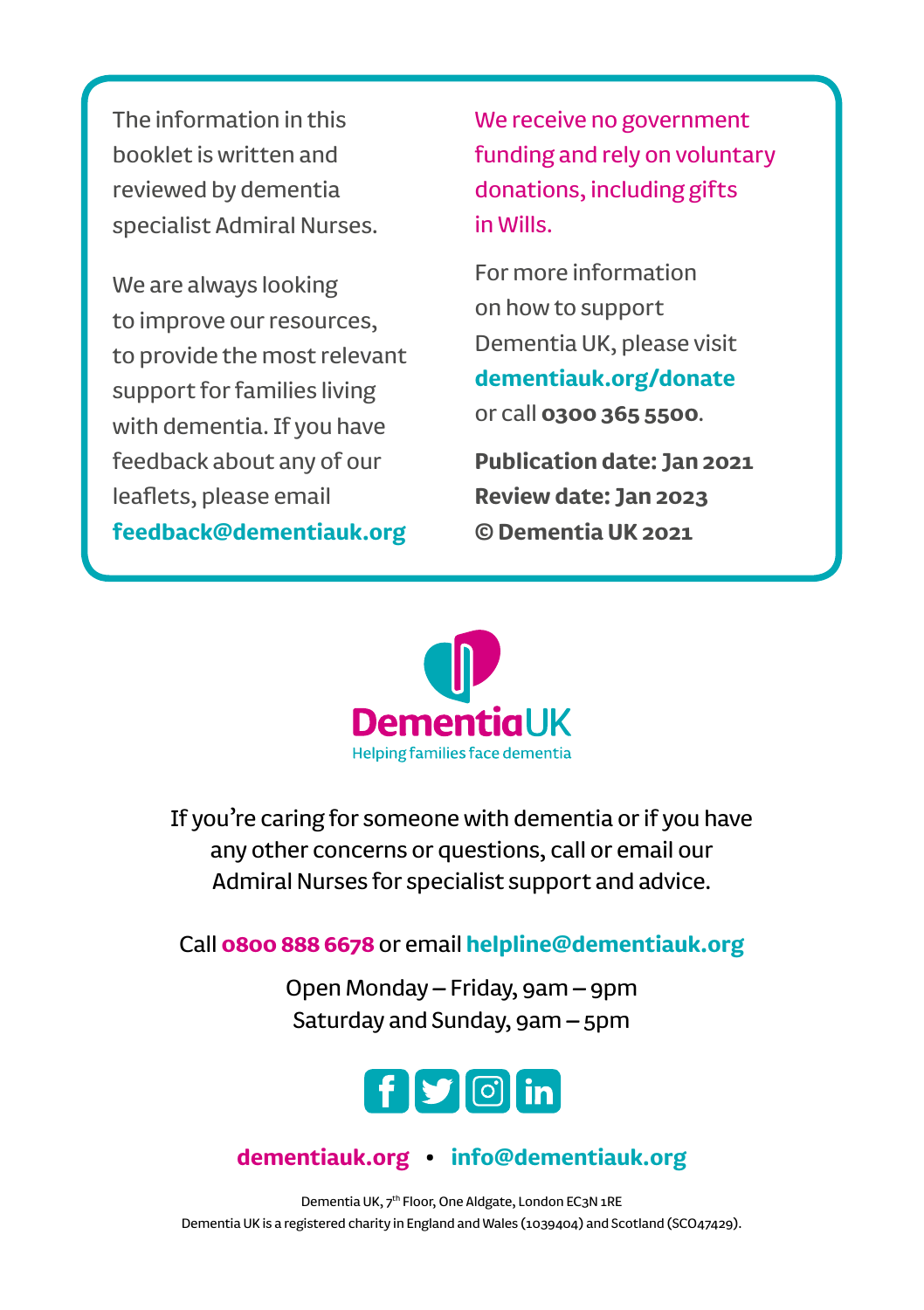The information in this booklet is written and reviewed by dementia specialist Admiral Nurses.

We are always looking to improve our resources, to provide the most relevant support for families living with dementia. If you have feedback about any of our leaflets, please email **feedback@dementiauk.org**

We receive no government funding and rely on voluntary donations, including gifts in Wills.

For more information on how to support Dementia UK, please visit **dementiauk.org/donate** or call **0300 365 5500**.

**Publication date: Jan 2021**
**Review date: Jan 2023**
**© Dementia UK 2021**

Dementia UK
Helping families face dementia

If you're caring for someone with dementia or if you have any other concerns or questions, call or email our Admiral Nurses for specialist support and advice.

Call **0800 888 6678** or email **helpline@dementiauk.org**

Open Monday – Friday, 9am – 9pm
Saturday and Sunday, 9am – 5pm

**dementiauk.org** • **info@dementiauk.org**

Dementia UK, 7th Floor, One Aldgate, London EC3N 1RE
Dementia UK is a registered charity in England and Wales (1039404) and Scotland (SC047429).